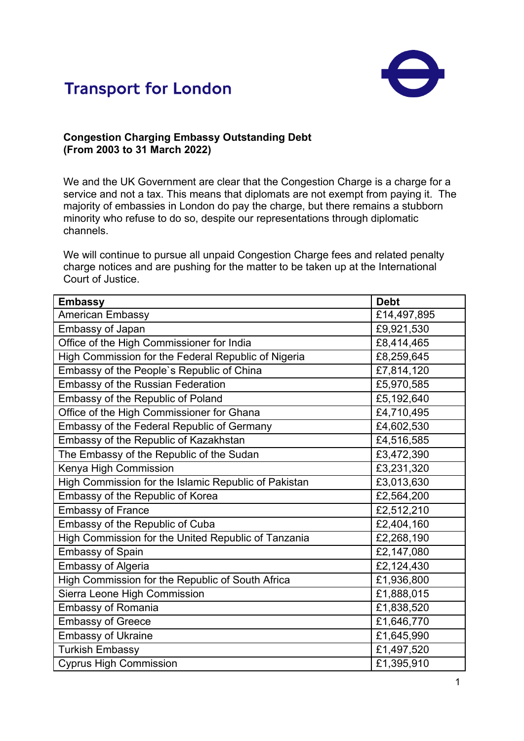Transport for London

**Congestion Charging Embassy Outstanding Debt (From 2003 to 31 March 2022)**

We and the UK Government are clear that the Congestion Charge is a charge for a service and not a tax. This means that diplomats are not exempt from paying it. The majority of embassies in London do pay the charge, but there remains a stubborn minority who refuse to do so, despite our representations through diplomatic channels.

We will continue to pursue all unpaid Congestion Charge fees and related penalty charge notices and are pushing for the matter to be taken up at the International Court of Justice.

| Embassy | Debt |
|---|---|
| American Embassy | £14,497,895 |
| Embassy of Japan | £9,921,530 |
| Office of the High Commissioner for India | £8,414,465 |
| High Commission for the Federal Republic of Nigeria | £8,259,645 |
| Embassy of the People`s Republic of China | £7,814,120 |
| Embassy of the Russian Federation | £5,970,585 |
| Embassy of the Republic of Poland | £5,192,640 |
| Office of the High Commissioner for Ghana | £4,710,495 |
| Embassy of the Federal Republic of Germany | £4,602,530 |
| Embassy of the Republic of Kazakhstan | £4,516,585 |
| The Embassy of the Republic of the Sudan | £3,472,390 |
| Kenya High Commission | £3,231,320 |
| High Commission for the Islamic Republic of Pakistan | £3,013,630 |
| Embassy of the Republic of Korea | £2,564,200 |
| Embassy of France | £2,512,210 |
| Embassy of the Republic of Cuba | £2,404,160 |
| High Commission for the United Republic of Tanzania | £2,268,190 |
| Embassy of Spain | £2,147,080 |
| Embassy of Algeria | £2,124,430 |
| High Commission for the Republic of South Africa | £1,936,800 |
| Sierra Leone High Commission | £1,888,015 |
| Embassy of Romania | £1,838,520 |
| Embassy of Greece | £1,646,770 |
| Embassy of Ukraine | £1,645,990 |
| Turkish Embassy | £1,497,520 |
| Cyprus High Commission | £1,395,910 |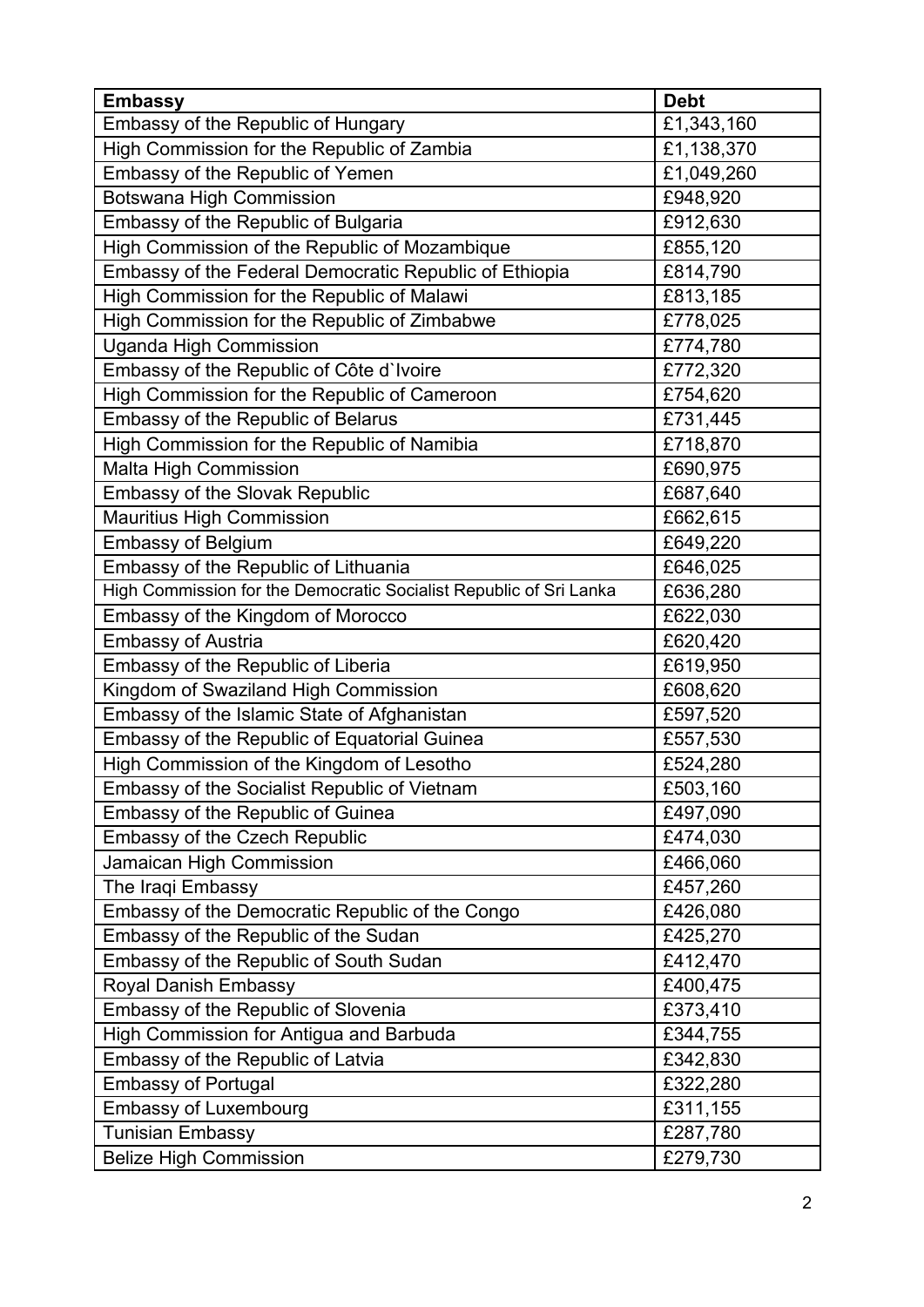| Embassy | Debt |
| --- | --- |
| Embassy of the Republic of Hungary | £1,343,160 |
| High Commission for the Republic of Zambia | £1,138,370 |
| Embassy of the Republic of Yemen | £1,049,260 |
| Botswana High Commission | £948,920 |
| Embassy of the Republic of Bulgaria | £912,630 |
| High Commission of the Republic of Mozambique | £855,120 |
| Embassy of the Federal Democratic Republic of Ethiopia | £814,790 |
| High Commission for the Republic of Malawi | £813,185 |
| High Commission for the Republic of Zimbabwe | £778,025 |
| Uganda High Commission | £774,780 |
| Embassy of the Republic of Côte d`Ivoire | £772,320 |
| High Commission for the Republic of Cameroon | £754,620 |
| Embassy of the Republic of Belarus | £731,445 |
| High Commission for the Republic of Namibia | £718,870 |
| Malta High Commission | £690,975 |
| Embassy of the Slovak Republic | £687,640 |
| Mauritius High Commission | £662,615 |
| Embassy of Belgium | £649,220 |
| Embassy of the Republic of Lithuania | £646,025 |
| High Commission for the Democratic Socialist Republic of Sri Lanka | £636,280 |
| Embassy of the Kingdom of Morocco | £622,030 |
| Embassy of Austria | £620,420 |
| Embassy of the Republic of Liberia | £619,950 |
| Kingdom of Swaziland High Commission | £608,620 |
| Embassy of the Islamic State of Afghanistan | £597,520 |
| Embassy of the Republic of Equatorial Guinea | £557,530 |
| High Commission of the Kingdom of Lesotho | £524,280 |
| Embassy of the Socialist Republic of Vietnam | £503,160 |
| Embassy of the Republic of Guinea | £497,090 |
| Embassy of the Czech Republic | £474,030 |
| Jamaican High Commission | £466,060 |
| The Iraqi Embassy | £457,260 |
| Embassy of the Democratic Republic of the Congo | £426,080 |
| Embassy of the Republic of the Sudan | £425,270 |
| Embassy of the Republic of South Sudan | £412,470 |
| Royal Danish Embassy | £400,475 |
| Embassy of the Republic of Slovenia | £373,410 |
| High Commission for Antigua and Barbuda | £344,755 |
| Embassy of the Republic of Latvia | £342,830 |
| Embassy of Portugal | £322,280 |
| Embassy of Luxembourg | £311,155 |
| Tunisian Embassy | £287,780 |
| Belize High Commission | £279,730 |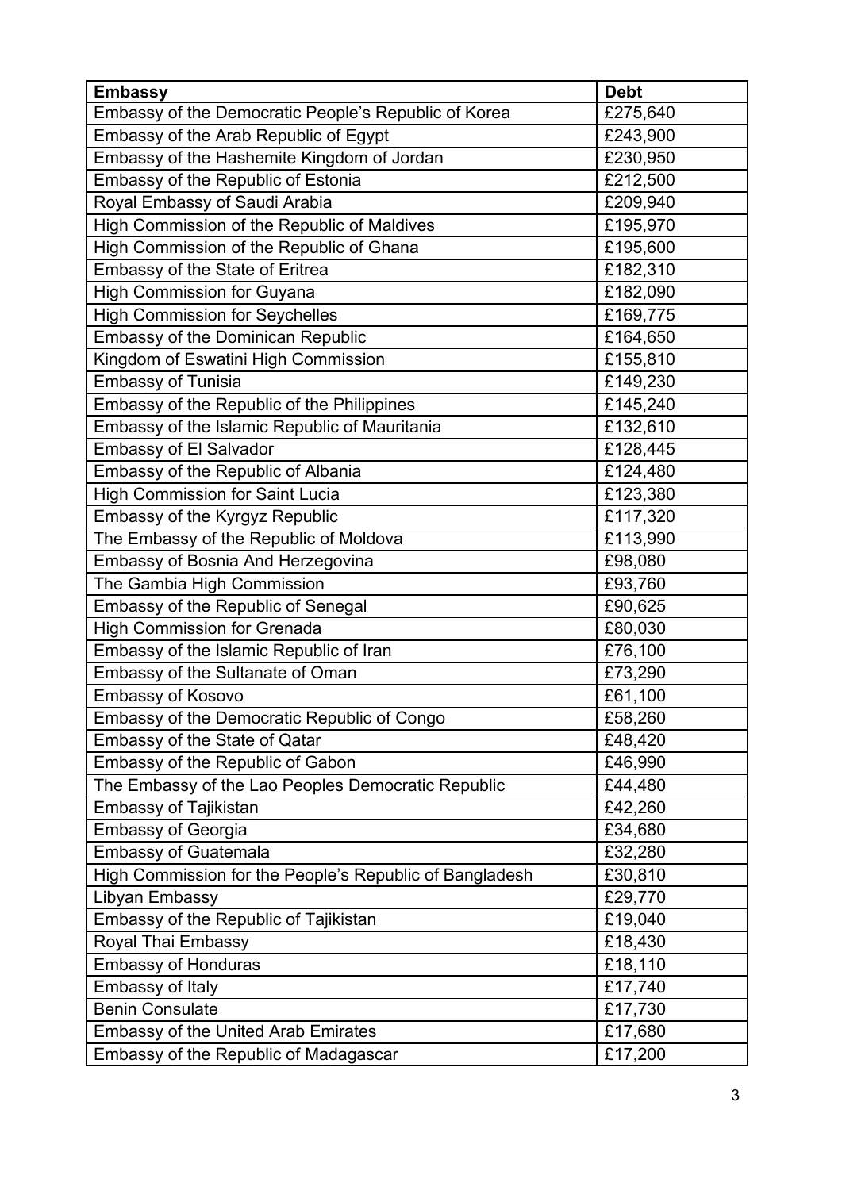| Embassy | Debt |
|---|---|
| Embassy of the Democratic People's Republic of Korea | £275,640 |
| Embassy of the Arab Republic of Egypt | £243,900 |
| Embassy of the Hashemite Kingdom of Jordan | £230,950 |
| Embassy of the Republic of Estonia | £212,500 |
| Royal Embassy of Saudi Arabia | £209,940 |
| High Commission of the Republic of Maldives | £195,970 |
| High Commission of the Republic of Ghana | £195,600 |
| Embassy of the State of Eritrea | £182,310 |
| High Commission for Guyana | £182,090 |
| High Commission for Seychelles | £169,775 |
| Embassy of the Dominican Republic | £164,650 |
| Kingdom of Eswatini High Commission | £155,810 |
| Embassy of Tunisia | £149,230 |
| Embassy of the Republic of the Philippines | £145,240 |
| Embassy of the Islamic Republic of Mauritania | £132,610 |
| Embassy of El Salvador | £128,445 |
| Embassy of the Republic of Albania | £124,480 |
| High Commission for Saint Lucia | £123,380 |
| Embassy of the Kyrgyz Republic | £117,320 |
| The Embassy of the Republic of Moldova | £113,990 |
| Embassy of Bosnia And Herzegovina | £98,080 |
| The Gambia High Commission | £93,760 |
| Embassy of the Republic of Senegal | £90,625 |
| High Commission for Grenada | £80,030 |
| Embassy of the Islamic Republic of Iran | £76,100 |
| Embassy of the Sultanate of Oman | £73,290 |
| Embassy of Kosovo | £61,100 |
| Embassy of the Democratic Republic of Congo | £58,260 |
| Embassy of the State of Qatar | £48,420 |
| Embassy of the Republic of Gabon | £46,990 |
| The Embassy of the Lao Peoples Democratic Republic | £44,480 |
| Embassy of Tajikistan | £42,260 |
| Embassy of Georgia | £34,680 |
| Embassy of Guatemala | £32,280 |
| High Commission for the People's Republic of Bangladesh | £30,810 |
| Libyan Embassy | £29,770 |
| Embassy of the Republic of Tajikistan | £19,040 |
| Royal Thai Embassy | £18,430 |
| Embassy of Honduras | £18,110 |
| Embassy of Italy | £17,740 |
| Benin Consulate | £17,730 |
| Embassy of the United Arab Emirates | £17,680 |
| Embassy of the Republic of Madagascar | £17,200 |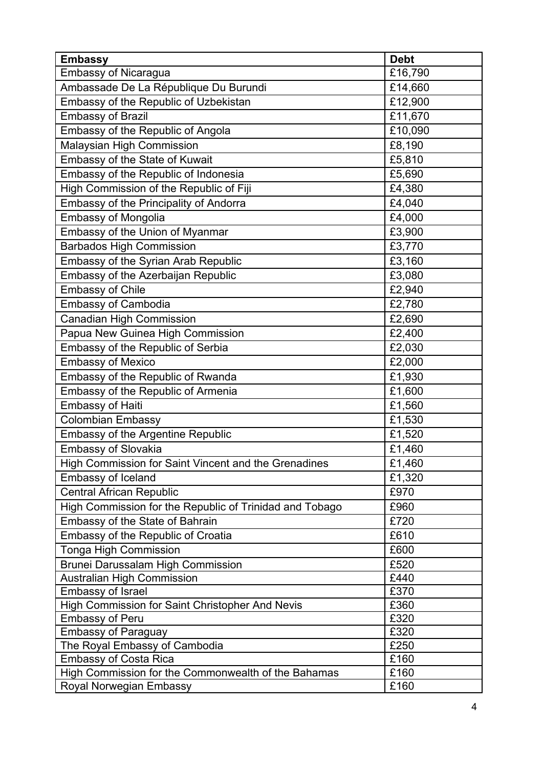| Embassy | Debt |
|---|---|
| Embassy of Nicaragua | £16,790 |
| Ambassade De La République Du Burundi | £14,660 |
| Embassy of the Republic of Uzbekistan | £12,900 |
| Embassy of Brazil | £11,670 |
| Embassy of the Republic of Angola | £10,090 |
| Malaysian High Commission | £8,190 |
| Embassy of the State of Kuwait | £5,810 |
| Embassy of the Republic of Indonesia | £5,690 |
| High Commission of the Republic of Fiji | £4,380 |
| Embassy of the Principality of Andorra | £4,040 |
| Embassy of Mongolia | £4,000 |
| Embassy of the Union of Myanmar | £3,900 |
| Barbados High Commission | £3,770 |
| Embassy of the Syrian Arab Republic | £3,160 |
| Embassy of the Azerbaijan Republic | £3,080 |
| Embassy of Chile | £2,940 |
| Embassy of Cambodia | £2,780 |
| Canadian High Commission | £2,690 |
| Papua New Guinea High Commission | £2,400 |
| Embassy of the Republic of Serbia | £2,030 |
| Embassy of Mexico | £2,000 |
| Embassy of the Republic of Rwanda | £1,930 |
| Embassy of the Republic of Armenia | £1,600 |
| Embassy of Haiti | £1,560 |
| Colombian Embassy | £1,530 |
| Embassy of the Argentine Republic | £1,520 |
| Embassy of Slovakia | £1,460 |
| High Commission for Saint Vincent and the Grenadines | £1,460 |
| Embassy of Iceland | £1,320 |
| Central African Republic | £970 |
| High Commission for the Republic of Trinidad and Tobago | £960 |
| Embassy of the State of Bahrain | £720 |
| Embassy of the Republic of Croatia | £610 |
| Tonga High Commission | £600 |
| Brunei Darussalam High Commission | £520 |
| Australian High Commission | £440 |
| Embassy of Israel | £370 |
| High Commission for Saint Christopher And Nevis | £360 |
| Embassy of Peru | £320 |
| Embassy of Paraguay | £320 |
| The Royal Embassy of Cambodia | £250 |
| Embassy of Costa Rica | £160 |
| High Commission for the Commonwealth of the Bahamas | £160 |
| Royal Norwegian Embassy | £160 |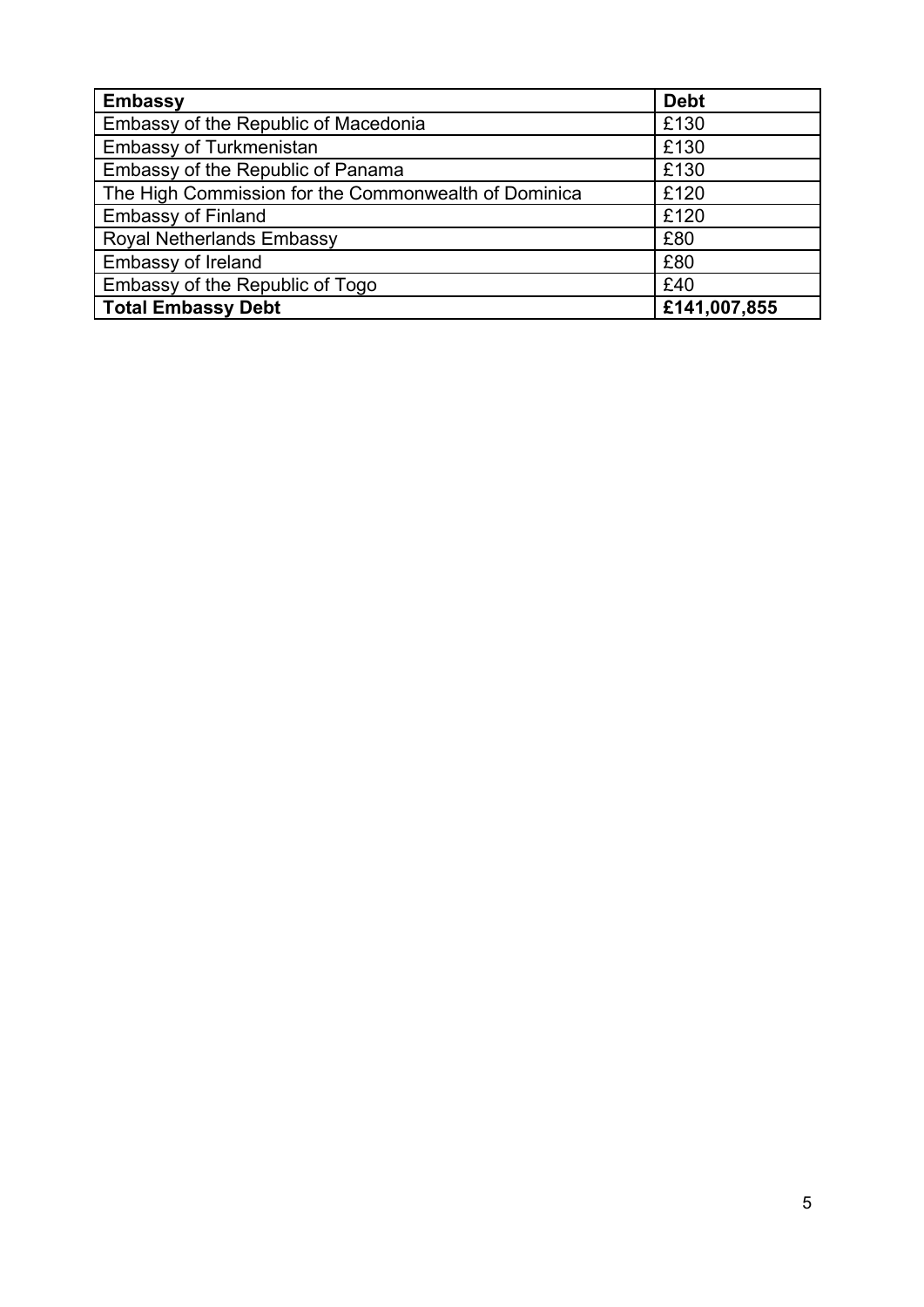| **Embassy** | **Debt** |
| --- | --- |
| Embassy of the Republic of Macedonia | £130 |
| Embassy of Turkmenistan | £130 |
| Embassy of the Republic of Panama | £130 |
| The High Commission for the Commonwealth of Dominica | £120 |
| Embassy of Finland | £120 |
| Royal Netherlands Embassy | £80 |
| Embassy of Ireland | £80 |
| Embassy of the Republic of Togo | £40 |
| **Total Embassy Debt** | **£141,007,855** |